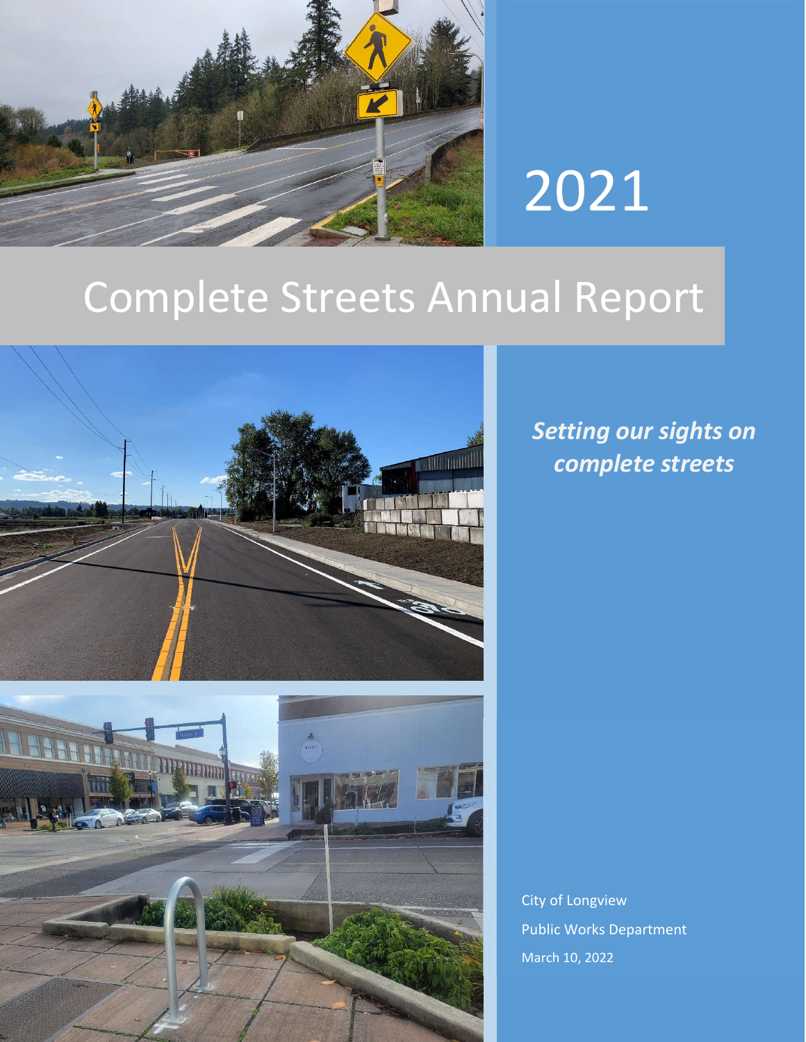2021

# Complete Streets Annual Report

***Setting our sights on complete streets***

City of Longview

Public Works Department

March 10, 2022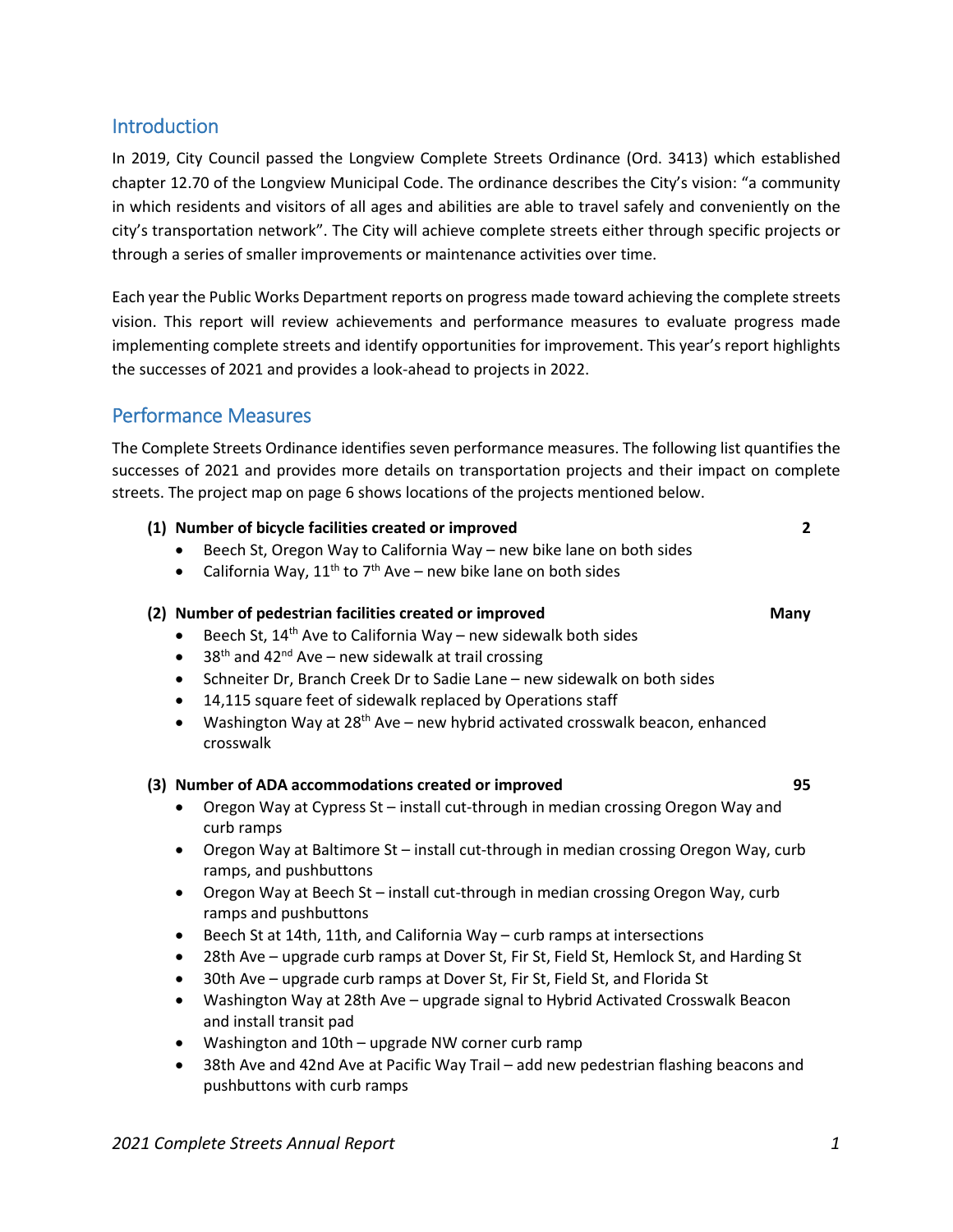## Introduction

In 2019, City Council passed the Longview Complete Streets Ordinance (Ord. 3413) which established chapter 12.70 of the Longview Municipal Code. The ordinance describes the City's vision: "a community in which residents and visitors of all ages and abilities are able to travel safely and conveniently on the city's transportation network". The City will achieve complete streets either through specific projects or through a series of smaller improvements or maintenance activities over time.

Each year the Public Works Department reports on progress made toward achieving the complete streets vision. This report will review achievements and performance measures to evaluate progress made implementing complete streets and identify opportunities for improvement. This year's report highlights the successes of 2021 and provides a look-ahead to projects in 2022.

## Performance Measures

The Complete Streets Ordinance identifies seven performance measures. The following list quantifies the successes of 2021 and provides more details on transportation projects and their impact on complete streets. The project map on page 6 shows locations of the projects mentioned below.

**(1) Number of bicycle facilities created or improved** — **2**

- Beech St, Oregon Way to California Way – new bike lane on both sides
- California Way, 11th to 7th Ave – new bike lane on both sides

**(2) Number of pedestrian facilities created or improved** — **Many**

- Beech St, 14th Ave to California Way – new sidewalk both sides
- 38th and 42nd Ave – new sidewalk at trail crossing
- Schneiter Dr, Branch Creek Dr to Sadie Lane – new sidewalk on both sides
- 14,115 square feet of sidewalk replaced by Operations staff
- Washington Way at 28th Ave – new hybrid activated crosswalk beacon, enhanced crosswalk

**(3) Number of ADA accommodations created or improved** — **95**

- Oregon Way at Cypress St – install cut-through in median crossing Oregon Way and curb ramps
- Oregon Way at Baltimore St – install cut-through in median crossing Oregon Way, curb ramps, and pushbuttons
- Oregon Way at Beech St – install cut-through in median crossing Oregon Way, curb ramps and pushbuttons
- Beech St at 14th, 11th, and California Way – curb ramps at intersections
- 28th Ave – upgrade curb ramps at Dover St, Fir St, Field St, Hemlock St, and Harding St
- 30th Ave – upgrade curb ramps at Dover St, Fir St, Field St, and Florida St
- Washington Way at 28th Ave – upgrade signal to Hybrid Activated Crosswalk Beacon and install transit pad
- Washington and 10th – upgrade NW corner curb ramp
- 38th Ave and 42nd Ave at Pacific Way Trail – add new pedestrian flashing beacons and pushbuttons with curb ramps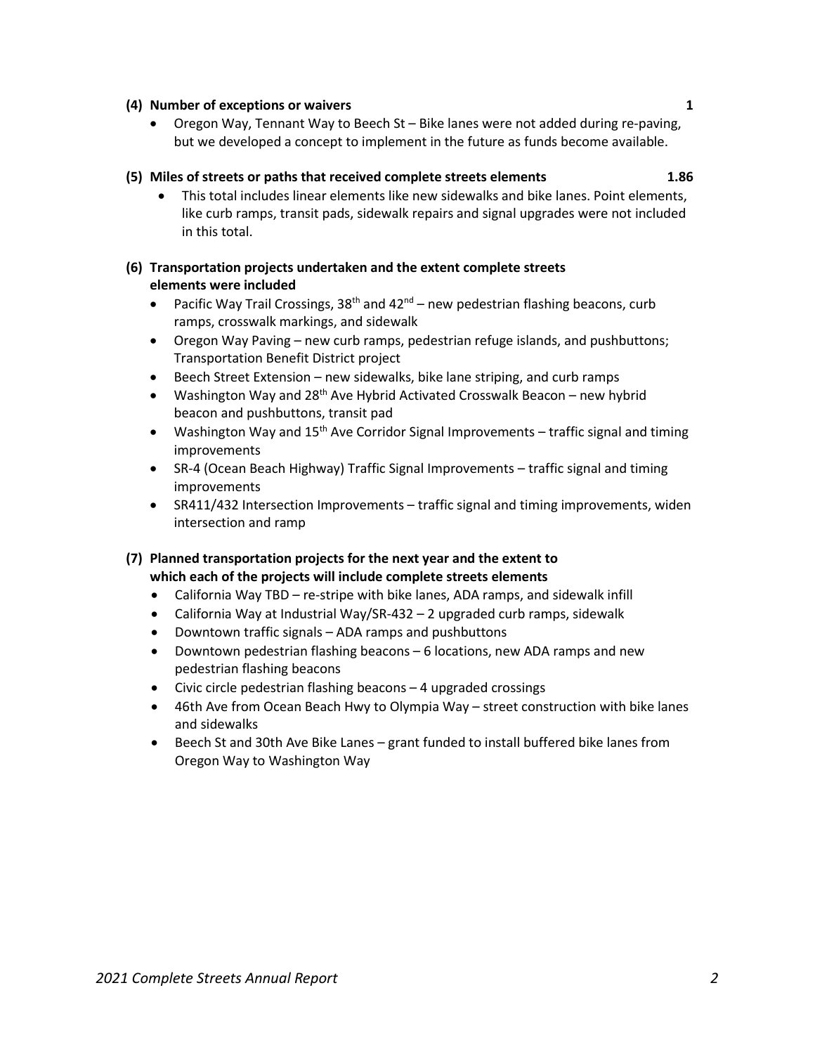**(4) Number of exceptions or waivers 1**

- Oregon Way, Tennant Way to Beech St – Bike lanes were not added during re-paving, but we developed a concept to implement in the future as funds become available.

**(5) Miles of streets or paths that received complete streets elements 1.86**

- This total includes linear elements like new sidewalks and bike lanes. Point elements, like curb ramps, transit pads, sidewalk repairs and signal upgrades were not included in this total.

**(6) Transportation projects undertaken and the extent complete streets elements were included**

- Pacific Way Trail Crossings, 38th and 42nd – new pedestrian flashing beacons, curb ramps, crosswalk markings, and sidewalk
- Oregon Way Paving – new curb ramps, pedestrian refuge islands, and pushbuttons; Transportation Benefit District project
- Beech Street Extension – new sidewalks, bike lane striping, and curb ramps
- Washington Way and 28th Ave Hybrid Activated Crosswalk Beacon – new hybrid beacon and pushbuttons, transit pad
- Washington Way and 15th Ave Corridor Signal Improvements – traffic signal and timing improvements
- SR-4 (Ocean Beach Highway) Traffic Signal Improvements – traffic signal and timing improvements
- SR411/432 Intersection Improvements – traffic signal and timing improvements, widen intersection and ramp

**(7) Planned transportation projects for the next year and the extent to which each of the projects will include complete streets elements**

- California Way TBD – re-stripe with bike lanes, ADA ramps, and sidewalk infill
- California Way at Industrial Way/SR-432 – 2 upgraded curb ramps, sidewalk
- Downtown traffic signals – ADA ramps and pushbuttons
- Downtown pedestrian flashing beacons – 6 locations, new ADA ramps and new pedestrian flashing beacons
- Civic circle pedestrian flashing beacons – 4 upgraded crossings
- 46th Ave from Ocean Beach Hwy to Olympia Way – street construction with bike lanes and sidewalks
- Beech St and 30th Ave Bike Lanes – grant funded to install buffered bike lanes from Oregon Way to Washington Way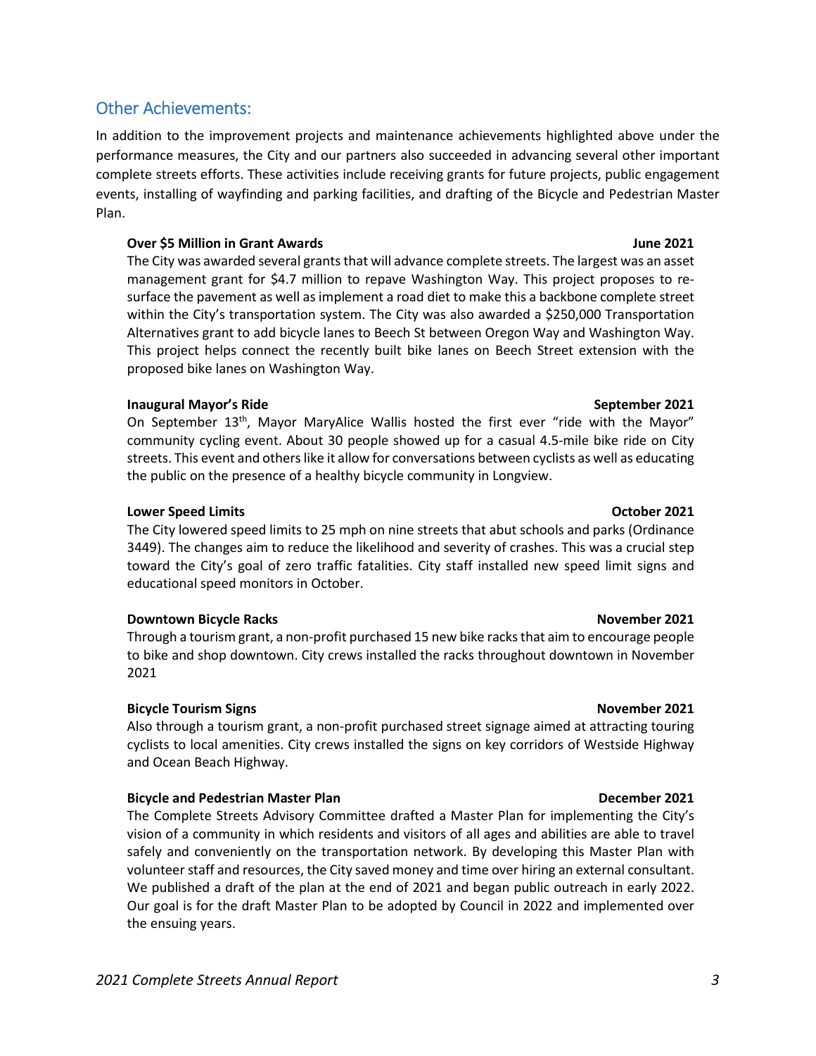## Other Achievements:

In addition to the improvement projects and maintenance achievements highlighted above under the performance measures, the City and our partners also succeeded in advancing several other important complete streets efforts. These activities include receiving grants for future projects, public engagement events, installing of wayfinding and parking facilities, and drafting of the Bicycle and Pedestrian Master Plan.

**Over $5 Million in Grant Awards** **June 2021**

The City was awarded several grants that will advance complete streets. The largest was an asset management grant for $4.7 million to repave Washington Way. This project proposes to re-surface the pavement as well as implement a road diet to make this a backbone complete street within the City's transportation system. The City was also awarded a $250,000 Transportation Alternatives grant to add bicycle lanes to Beech St between Oregon Way and Washington Way. This project helps connect the recently built bike lanes on Beech Street extension with the proposed bike lanes on Washington Way.

**Inaugural Mayor's Ride** **September 2021**

On September 13th, Mayor MaryAlice Wallis hosted the first ever "ride with the Mayor" community cycling event. About 30 people showed up for a casual 4.5-mile bike ride on City streets. This event and others like it allow for conversations between cyclists as well as educating the public on the presence of a healthy bicycle community in Longview.

**Lower Speed Limits** **October 2021**

The City lowered speed limits to 25 mph on nine streets that abut schools and parks (Ordinance 3449). The changes aim to reduce the likelihood and severity of crashes. This was a crucial step toward the City's goal of zero traffic fatalities. City staff installed new speed limit signs and educational speed monitors in October.

**Downtown Bicycle Racks** **November 2021**

Through a tourism grant, a non-profit purchased 15 new bike racks that aim to encourage people to bike and shop downtown. City crews installed the racks throughout downtown in November 2021

**Bicycle Tourism Signs** **November 2021**

Also through a tourism grant, a non-profit purchased street signage aimed at attracting touring cyclists to local amenities. City crews installed the signs on key corridors of Westside Highway and Ocean Beach Highway.

**Bicycle and Pedestrian Master Plan** **December 2021**

The Complete Streets Advisory Committee drafted a Master Plan for implementing the City's vision of a community in which residents and visitors of all ages and abilities are able to travel safely and conveniently on the transportation network. By developing this Master Plan with volunteer staff and resources, the City saved money and time over hiring an external consultant. We published a draft of the plan at the end of 2021 and began public outreach in early 2022. Our goal is for the draft Master Plan to be adopted by Council in 2022 and implemented over the ensuing years.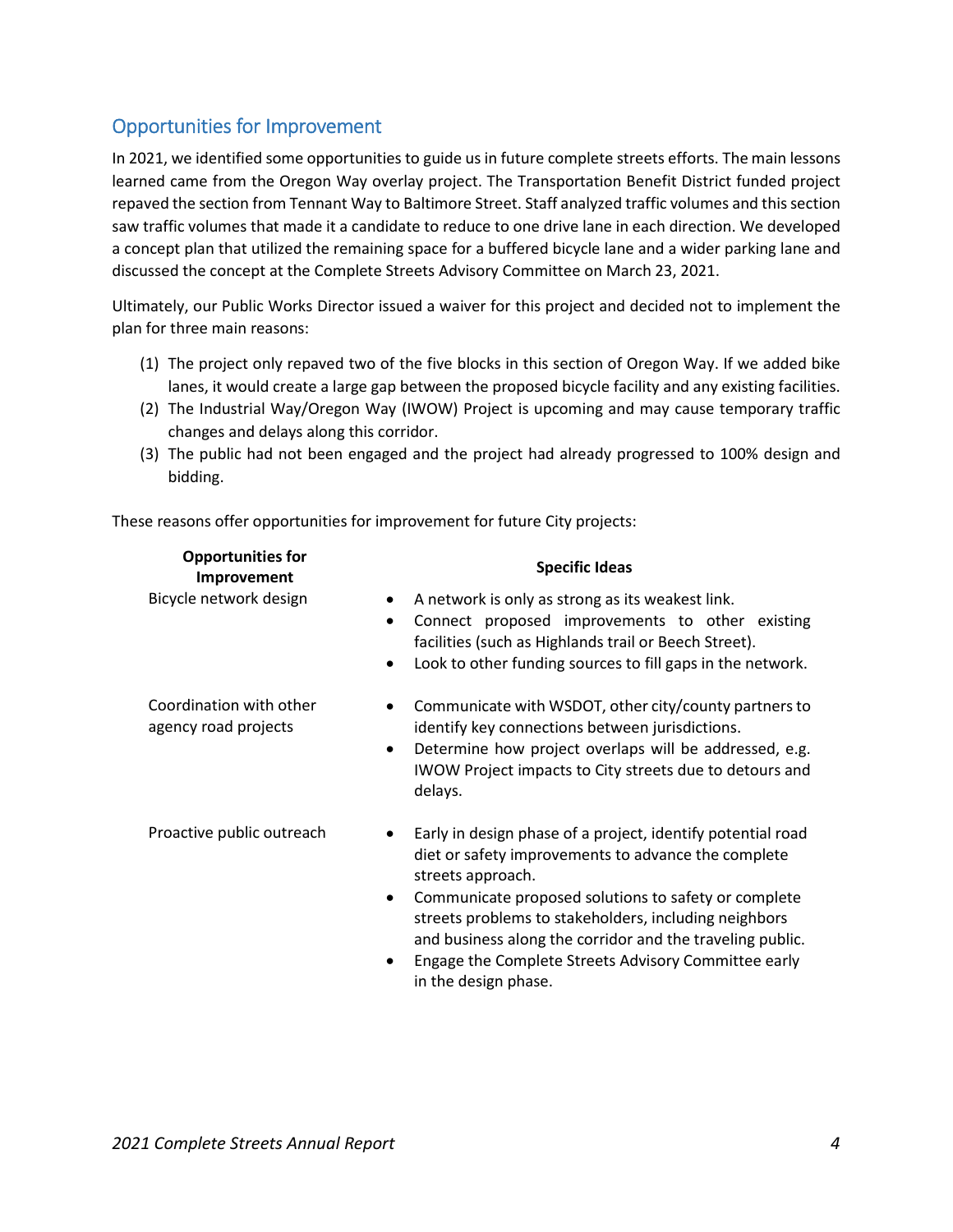## Opportunities for Improvement

In 2021, we identified some opportunities to guide us in future complete streets efforts. The main lessons learned came from the Oregon Way overlay project. The Transportation Benefit District funded project repaved the section from Tennant Way to Baltimore Street. Staff analyzed traffic volumes and this section saw traffic volumes that made it a candidate to reduce to one drive lane in each direction. We developed a concept plan that utilized the remaining space for a buffered bicycle lane and a wider parking lane and discussed the concept at the Complete Streets Advisory Committee on March 23, 2021.

Ultimately, our Public Works Director issued a waiver for this project and decided not to implement the plan for three main reasons:

1. The project only repaved two of the five blocks in this section of Oregon Way. If we added bike lanes, it would create a large gap between the proposed bicycle facility and any existing facilities.
2. The Industrial Way/Oregon Way (IWOW) Project is upcoming and may cause temporary traffic changes and delays along this corridor.
3. The public had not been engaged and the project had already progressed to 100% design and bidding.

These reasons offer opportunities for improvement for future City projects:

| Opportunities for Improvement | Specific Ideas |
|---|---|
| Bicycle network design | • A network is only as strong as its weakest link.<br>• Connect proposed improvements to other existing facilities (such as Highlands trail or Beech Street).<br>• Look to other funding sources to fill gaps in the network. |
| Coordination with other agency road projects | • Communicate with WSDOT, other city/county partners to identify key connections between jurisdictions.<br>• Determine how project overlaps will be addressed, e.g. IWOW Project impacts to City streets due to detours and delays. |
| Proactive public outreach | • Early in design phase of a project, identify potential road diet or safety improvements to advance the complete streets approach.<br>• Communicate proposed solutions to safety or complete streets problems to stakeholders, including neighbors and business along the corridor and the traveling public.<br>• Engage the Complete Streets Advisory Committee early in the design phase. |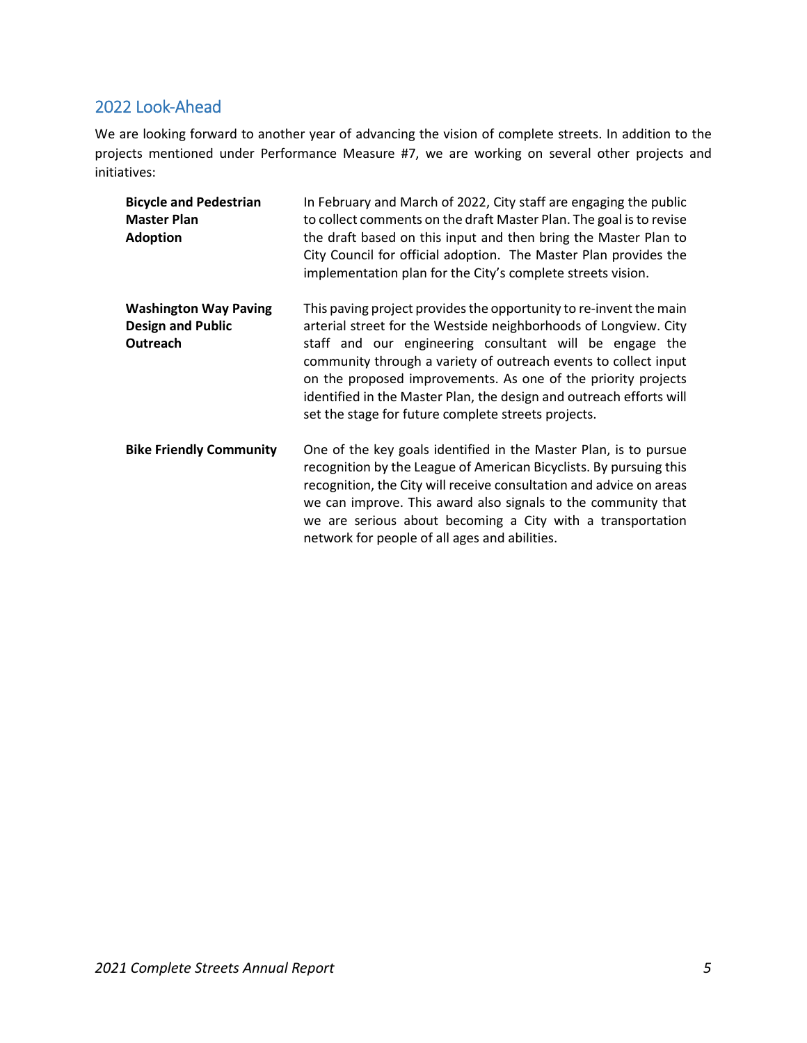## 2022 Look-Ahead

We are looking forward to another year of advancing the vision of complete streets. In addition to the projects mentioned under Performance Measure #7, we are working on several other projects and initiatives:

| | |
|---|---|
| **Bicycle and Pedestrian Master Plan Adoption** | In February and March of 2022, City staff are engaging the public to collect comments on the draft Master Plan. The goal is to revise the draft based on this input and then bring the Master Plan to City Council for official adoption. The Master Plan provides the implementation plan for the City's complete streets vision. |
| **Washington Way Paving Design and Public Outreach** | This paving project provides the opportunity to re-invent the main arterial street for the Westside neighborhoods of Longview. City staff and our engineering consultant will be engage the community through a variety of outreach events to collect input on the proposed improvements. As one of the priority projects identified in the Master Plan, the design and outreach efforts will set the stage for future complete streets projects. |
| **Bike Friendly Community** | One of the key goals identified in the Master Plan, is to pursue recognition by the League of American Bicyclists. By pursuing this recognition, the City will receive consultation and advice on areas we can improve. This award also signals to the community that we are serious about becoming a City with a transportation network for people of all ages and abilities. |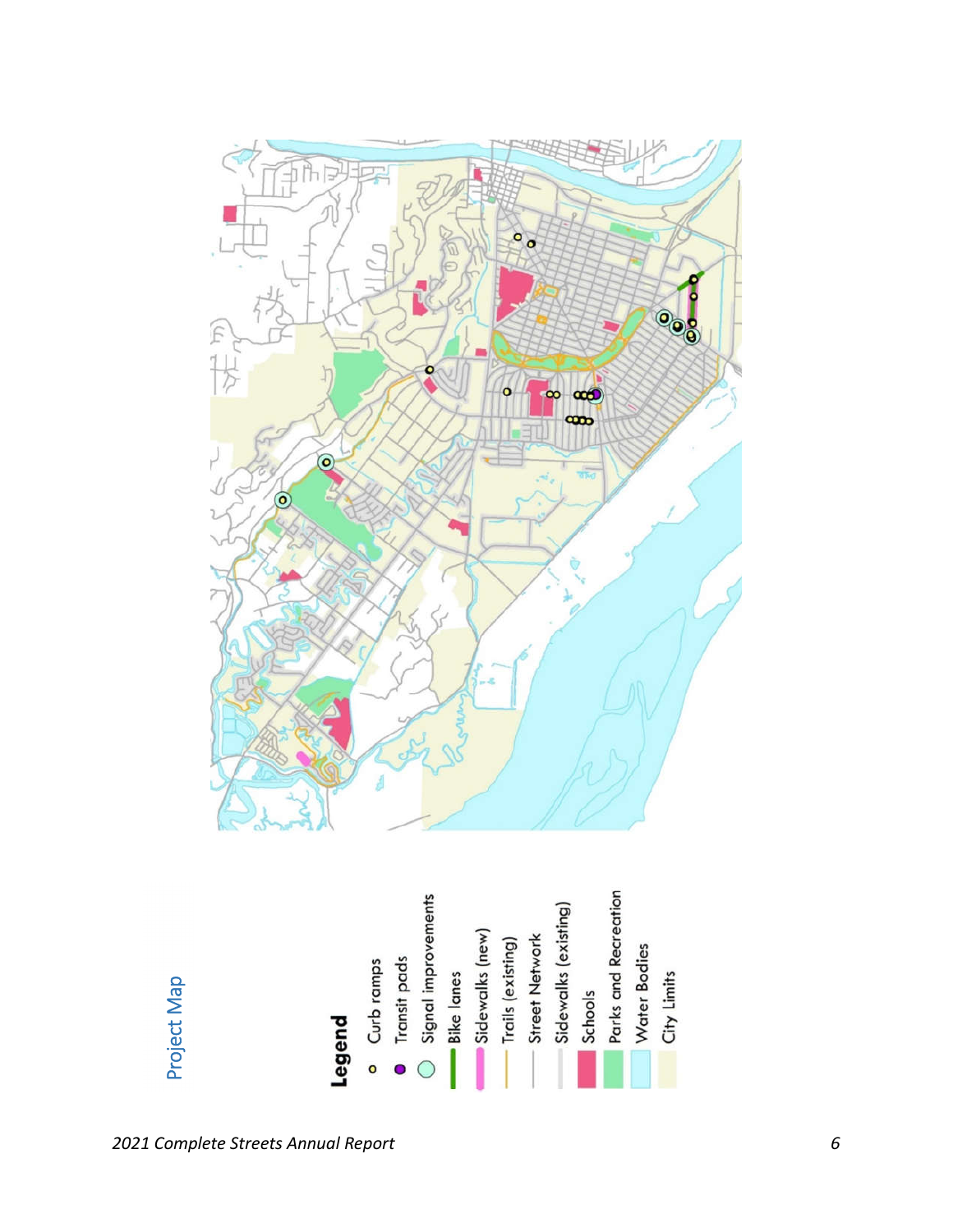## Project Map

**Legend**

- Curb ramps
- Transit pads
- Signal improvements
- Bike lanes
- Sidewalks (new)
- Trails (existing)
- Street Network
- Sidewalks (existing)
- Schools
- Parks and Recreation
- Water Bodies
- City Limits